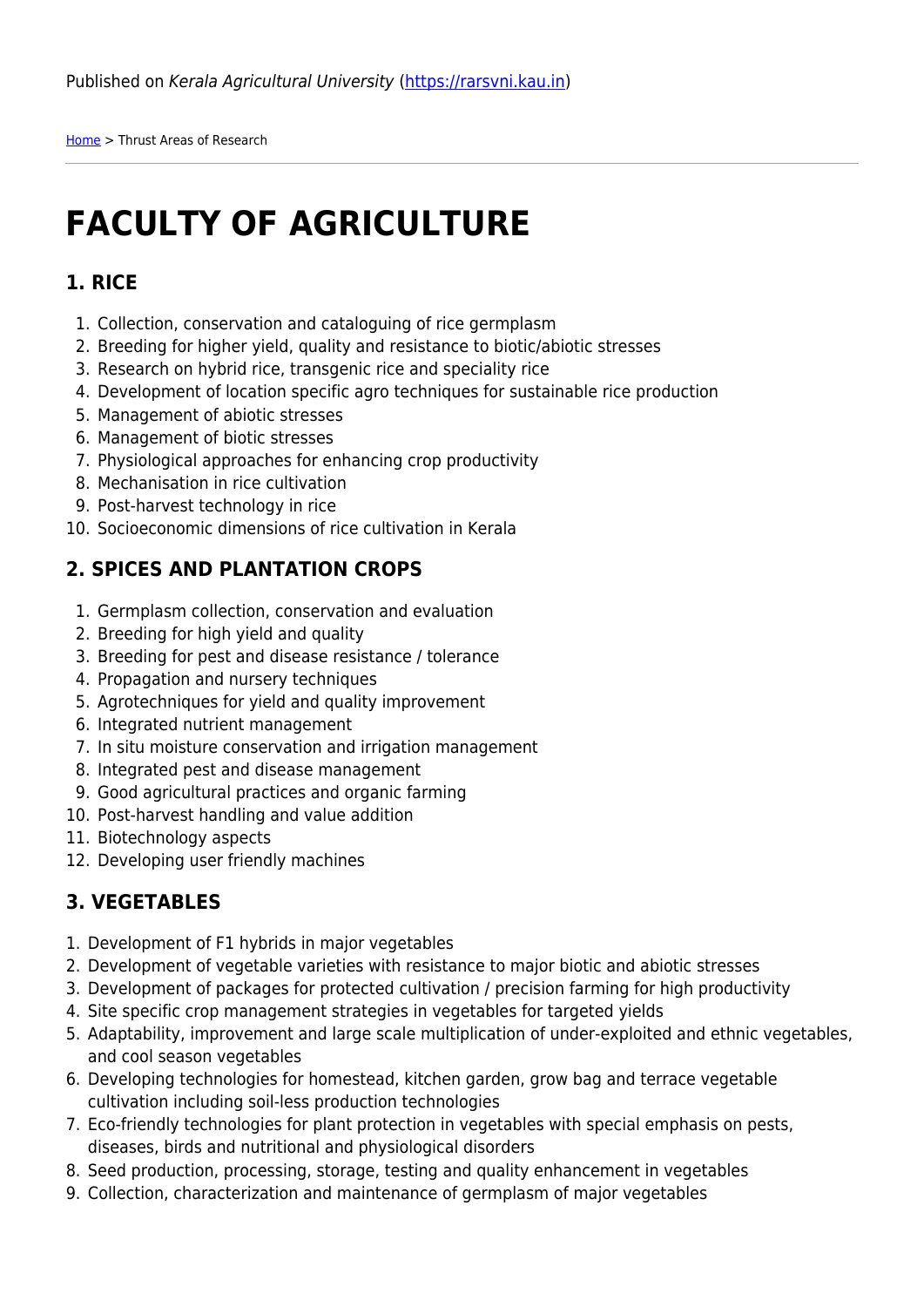Published on *Kerala Agricultural University* ([https://rarsvni.kau.in](https://rarsvni.kau.in))

[Home](#) > Thrust Areas of Research

# FACULTY OF AGRICULTURE

## 1. RICE

1. Collection, conservation and cataloguing of rice germplasm
2. Breeding for higher yield, quality and resistance to biotic/abiotic stresses
3. Research on hybrid rice, transgenic rice and speciality rice
4. Development of location specific agro techniques for sustainable rice production
5. Management of abiotic stresses
6. Management of biotic stresses
7. Physiological approaches for enhancing crop productivity
8. Mechanisation in rice cultivation
9. Post-harvest technology in rice
10. Socioeconomic dimensions of rice cultivation in Kerala

## 2. SPICES AND PLANTATION CROPS

1. Germplasm collection, conservation and evaluation
2. Breeding for high yield and quality
3. Breeding for pest and disease resistance / tolerance
4. Propagation and nursery techniques
5. Agrotechniques for yield and quality improvement
6. Integrated nutrient management
7. In situ moisture conservation and irrigation management
8. Integrated pest and disease management
9. Good agricultural practices and organic farming
10. Post-harvest handling and value addition
11. Biotechnology aspects
12. Developing user friendly machines

## 3. VEGETABLES

1. Development of F1 hybrids in major vegetables
2. Development of vegetable varieties with resistance to major biotic and abiotic stresses
3. Development of packages for protected cultivation / precision farming for high productivity
4. Site specific crop management strategies in vegetables for targeted yields
5. Adaptability, improvement and large scale multiplication of under-exploited and ethnic vegetables, and cool season vegetables
6. Developing technologies for homestead, kitchen garden, grow bag and terrace vegetable cultivation including soil-less production technologies
7. Eco-friendly technologies for plant protection in vegetables with special emphasis on pests, diseases, birds and nutritional and physiological disorders
8. Seed production, processing, storage, testing and quality enhancement in vegetables
9. Collection, characterization and maintenance of germplasm of major vegetables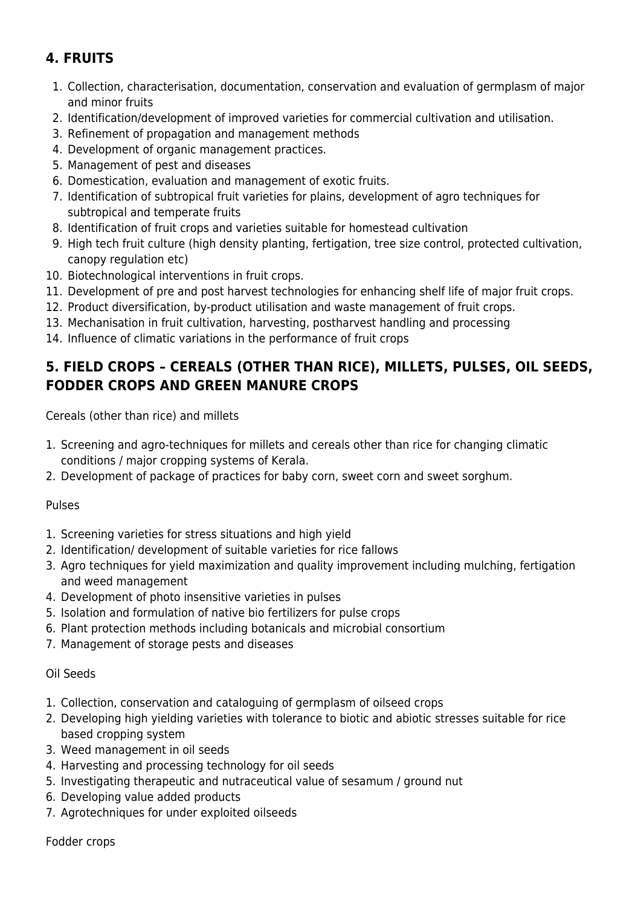## 4. FRUITS

1. Collection, characterisation, documentation, conservation and evaluation of germplasm of major and minor fruits
2. Identification/development of improved varieties for commercial cultivation and utilisation.
3. Refinement of propagation and management methods
4. Development of organic management practices.
5. Management of pest and diseases
6. Domestication, evaluation and management of exotic fruits.
7. Identification of subtropical fruit varieties for plains, development of agro techniques for subtropical and temperate fruits
8. Identification of fruit crops and varieties suitable for homestead cultivation
9. High tech fruit culture (high density planting, fertigation, tree size control, protected cultivation, canopy regulation etc)
10. Biotechnological interventions in fruit crops.
11. Development of pre and post harvest technologies for enhancing shelf life of major fruit crops.
12. Product diversification, by-product utilisation and waste management of fruit crops.
13. Mechanisation in fruit cultivation, harvesting, postharvest handling and processing
14. Influence of climatic variations in the performance of fruit crops

## 5. FIELD CROPS – CEREALS (OTHER THAN RICE), MILLETS, PULSES, OIL SEEDS, FODDER CROPS AND GREEN MANURE CROPS

Cereals (other than rice) and millets

1. Screening and agro-techniques for millets and cereals other than rice for changing climatic conditions / major cropping systems of Kerala.
2. Development of package of practices for baby corn, sweet corn and sweet sorghum.

Pulses

1. Screening varieties for stress situations and high yield
2. Identification/ development of suitable varieties for rice fallows
3. Agro techniques for yield maximization and quality improvement including mulching, fertigation and weed management
4. Development of photo insensitive varieties in pulses
5. Isolation and formulation of native bio fertilizers for pulse crops
6. Plant protection methods including botanicals and microbial consortium
7. Management of storage pests and diseases

Oil Seeds

1. Collection, conservation and cataloguing of germplasm of oilseed crops
2. Developing high yielding varieties with tolerance to biotic and abiotic stresses suitable for rice based cropping system
3. Weed management in oil seeds
4. Harvesting and processing technology for oil seeds
5. Investigating therapeutic and nutraceutical value of sesamum / ground nut
6. Developing value added products
7. Agrotechniques for under exploited oilseeds

Fodder crops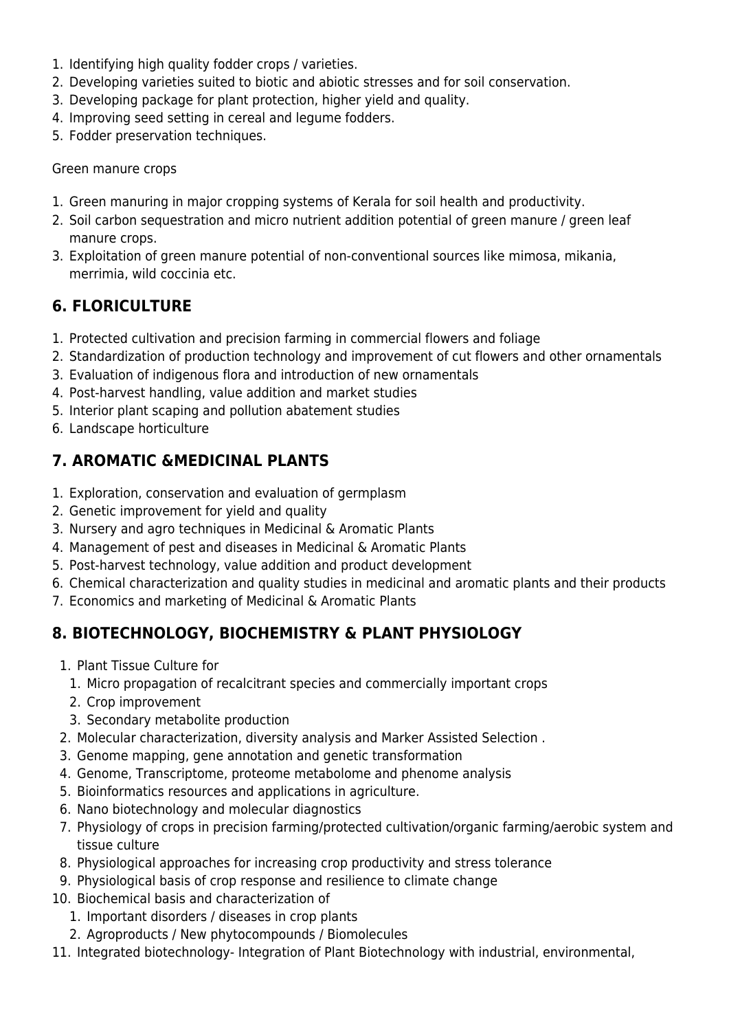1. Identifying high quality fodder crops / varieties.
2. Developing varieties suited to biotic and abiotic stresses and for soil conservation.
3. Developing package for plant protection, higher yield and quality.
4. Improving seed setting in cereal and legume fodders.
5. Fodder preservation techniques.

Green manure crops

1. Green manuring in major cropping systems of Kerala for soil health and productivity.
2. Soil carbon sequestration and micro nutrient addition potential of green manure / green leaf manure crops.
3. Exploitation of green manure potential of non-conventional sources like mimosa, mikania, merrimia, wild coccinia etc.

## 6. FLORICULTURE

1. Protected cultivation and precision farming in commercial flowers and foliage
2. Standardization of production technology and improvement of cut flowers and other ornamentals
3. Evaluation of indigenous flora and introduction of new ornamentals
4. Post-harvest handling, value addition and market studies
5. Interior plant scaping and pollution abatement studies
6. Landscape horticulture

## 7. AROMATIC &MEDICINAL PLANTS

1. Exploration, conservation and evaluation of germplasm
2. Genetic improvement for yield and quality
3. Nursery and agro techniques in Medicinal & Aromatic Plants
4. Management of pest and diseases in Medicinal & Aromatic Plants
5. Post-harvest technology, value addition and product development
6. Chemical characterization and quality studies in medicinal and aromatic plants and their products
7. Economics and marketing of Medicinal & Aromatic Plants

## 8. BIOTECHNOLOGY, BIOCHEMISTRY & PLANT PHYSIOLOGY

1. Plant Tissue Culture for
   1. Micro propagation of recalcitrant species and commercially important crops
   2. Crop improvement
   3. Secondary metabolite production
2. Molecular characterization, diversity analysis and Marker Assisted Selection .
3. Genome mapping, gene annotation and genetic transformation
4. Genome, Transcriptome, proteome metabolome and phenome analysis
5. Bioinformatics resources and applications in agriculture.
6. Nano biotechnology and molecular diagnostics
7. Physiology of crops in precision farming/protected cultivation/organic farming/aerobic system and tissue culture
8. Physiological approaches for increasing crop productivity and stress tolerance
9. Physiological basis of crop response and resilience to climate change
10. Biochemical basis and characterization of
    1. Important disorders / diseases in crop plants
    2. Agroproducts / New phytocompounds / Biomolecules
11. Integrated biotechnology- Integration of Plant Biotechnology with industrial, environmental,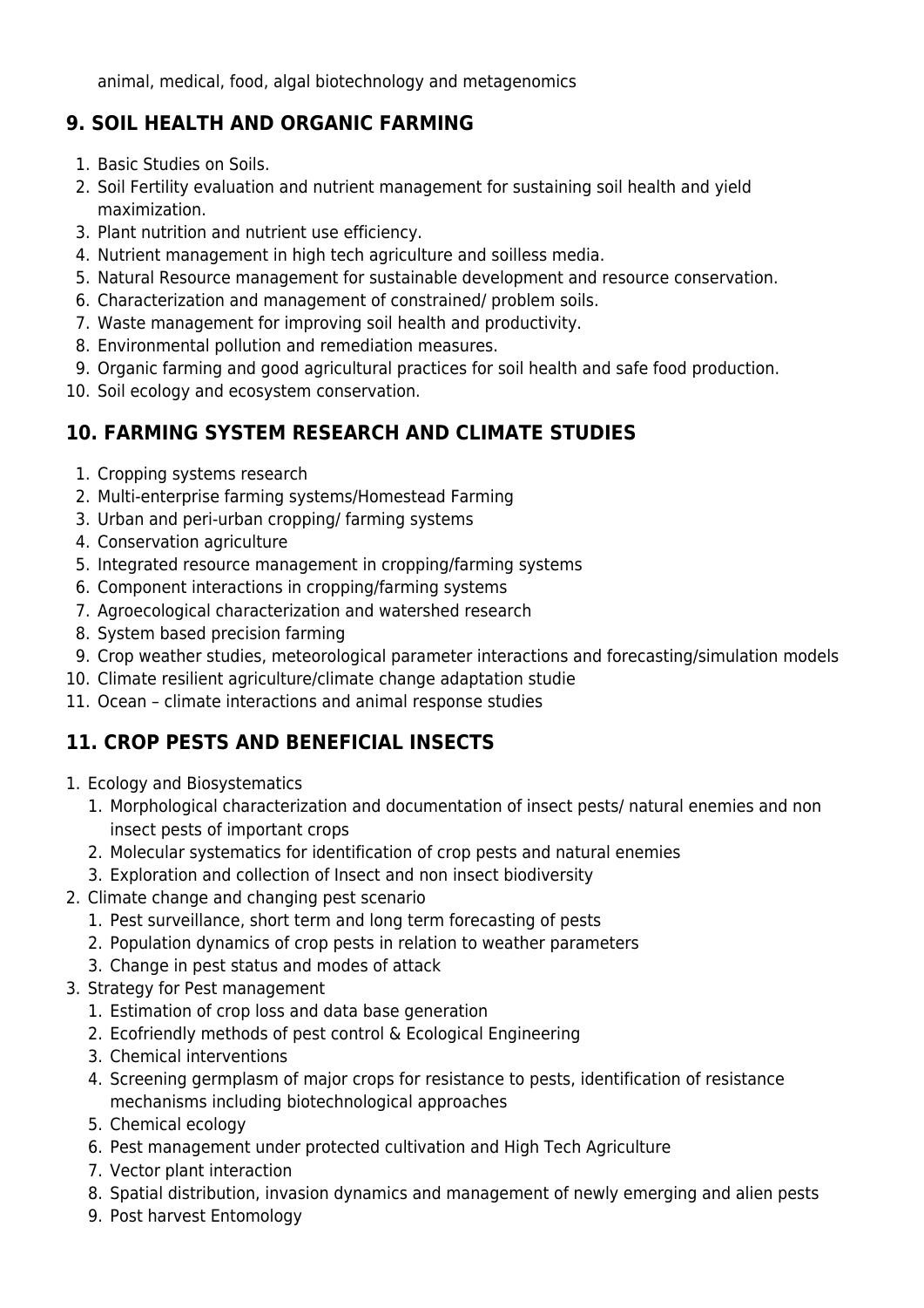animal, medical, food, algal biotechnology and metagenomics

## 9. SOIL HEALTH AND ORGANIC FARMING

1. Basic Studies on Soils.
2. Soil Fertility evaluation and nutrient management for sustaining soil health and yield maximization.
3. Plant nutrition and nutrient use efficiency.
4. Nutrient management in high tech agriculture and soilless media.
5. Natural Resource management for sustainable development and resource conservation.
6. Characterization and management of constrained/ problem soils.
7. Waste management for improving soil health and productivity.
8. Environmental pollution and remediation measures.
9. Organic farming and good agricultural practices for soil health and safe food production.
10. Soil ecology and ecosystem conservation.

## 10. FARMING SYSTEM RESEARCH AND CLIMATE STUDIES

1. Cropping systems research
2. Multi-enterprise farming systems/Homestead Farming
3. Urban and peri-urban cropping/ farming systems
4. Conservation agriculture
5. Integrated resource management in cropping/farming systems
6. Component interactions in cropping/farming systems
7. Agroecological characterization and watershed research
8. System based precision farming
9. Crop weather studies, meteorological parameter interactions and forecasting/simulation models
10. Climate resilient agriculture/climate change adaptation studie
11. Ocean – climate interactions and animal response studies

## 11. CROP PESTS AND BENEFICIAL INSECTS

1. Ecology and Biosystematics
   1. Morphological characterization and documentation of insect pests/ natural enemies and non insect pests of important crops
   2. Molecular systematics for identification of crop pests and natural enemies
   3. Exploration and collection of Insect and non insect biodiversity
2. Climate change and changing pest scenario
   1. Pest surveillance, short term and long term forecasting of pests
   2. Population dynamics of crop pests in relation to weather parameters
   3. Change in pest status and modes of attack
3. Strategy for Pest management
   1. Estimation of crop loss and data base generation
   2. Ecofriendly methods of pest control & Ecological Engineering
   3. Chemical interventions
   4. Screening germplasm of major crops for resistance to pests, identification of resistance mechanisms including biotechnological approaches
   5. Chemical ecology
   6. Pest management under protected cultivation and High Tech Agriculture
   7. Vector plant interaction
   8. Spatial distribution, invasion dynamics and management of newly emerging and alien pests
   9. Post harvest Entomology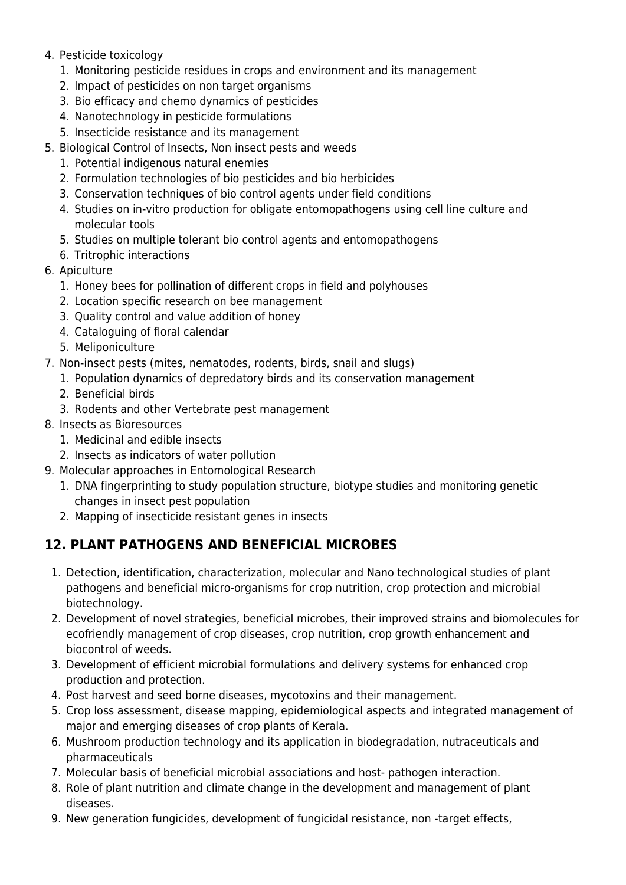4. Pesticide toxicology
    1. Monitoring pesticide residues in crops and environment and its management
    2. Impact of pesticides on non target organisms
    3. Bio efficacy and chemo dynamics of pesticides
    4. Nanotechnology in pesticide formulations
    5. Insecticide resistance and its management
5. Biological Control of Insects, Non insect pests and weeds
    1. Potential indigenous natural enemies
    2. Formulation technologies of bio pesticides and bio herbicides
    3. Conservation techniques of bio control agents under field conditions
    4. Studies on in-vitro production for obligate entomopathogens using cell line culture and molecular tools
    5. Studies on multiple tolerant bio control agents and entomopathogens
    6. Tritrophic interactions
6. Apiculture
    1. Honey bees for pollination of different crops in field and polyhouses
    2. Location specific research on bee management
    3. Quality control and value addition of honey
    4. Cataloguing of floral calendar
    5. Meliponiculture
7. Non-insect pests (mites, nematodes, rodents, birds, snail and slugs)
    1. Population dynamics of depredatory birds and its conservation management
    2. Beneficial birds
    3. Rodents and other Vertebrate pest management
8. Insects as Bioresources
    1. Medicinal and edible insects
    2. Insects as indicators of water pollution
9. Molecular approaches in Entomological Research
    1. DNA fingerprinting to study population structure, biotype studies and monitoring genetic changes in insect pest population
    2. Mapping of insecticide resistant genes in insects

## 12. PLANT PATHOGENS AND BENEFICIAL MICROBES

1. Detection, identification, characterization, molecular and Nano technological studies of plant pathogens and beneficial micro-organisms for crop nutrition, crop protection and microbial biotechnology.
2. Development of novel strategies, beneficial microbes, their improved strains and biomolecules for ecofriendly management of crop diseases, crop nutrition, crop growth enhancement and biocontrol of weeds.
3. Development of efficient microbial formulations and delivery systems for enhanced crop production and protection.
4. Post harvest and seed borne diseases, mycotoxins and their management.
5. Crop loss assessment, disease mapping, epidemiological aspects and integrated management of major and emerging diseases of crop plants of Kerala.
6. Mushroom production technology and its application in biodegradation, nutraceuticals and pharmaceuticals
7. Molecular basis of beneficial microbial associations and host- pathogen interaction.
8. Role of plant nutrition and climate change in the development and management of plant diseases.
9. New generation fungicides, development of fungicidal resistance, non -target effects,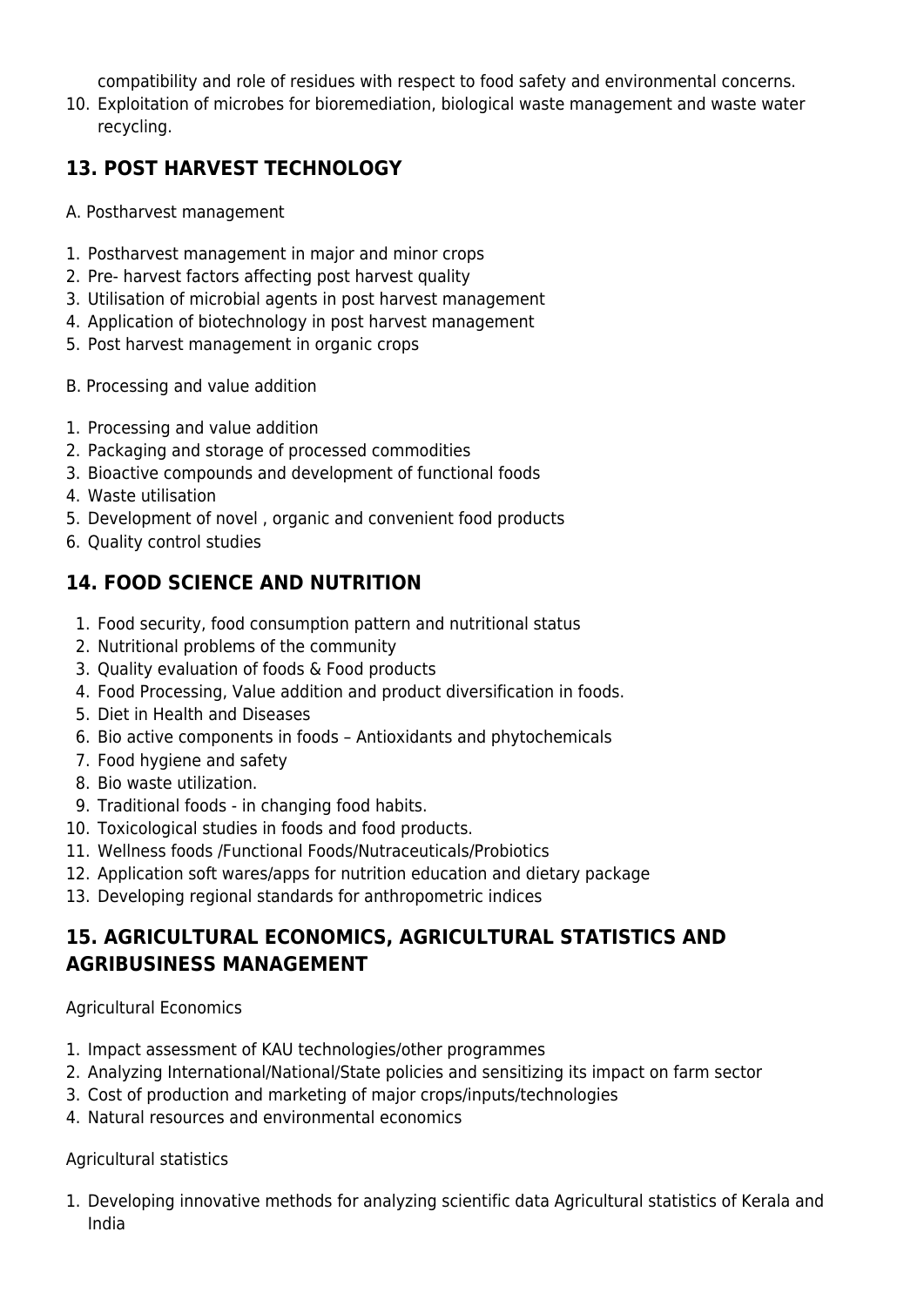compatibility and role of residues with respect to food safety and environmental concerns.

10. Exploitation of microbes for bioremediation, biological waste management and waste water recycling.

## 13. POST HARVEST TECHNOLOGY

A. Postharvest management

1. Postharvest management in major and minor crops
2. Pre- harvest factors affecting post harvest quality
3. Utilisation of microbial agents in post harvest management
4. Application of biotechnology in post harvest management
5. Post harvest management in organic crops

B. Processing and value addition

1. Processing and value addition
2. Packaging and storage of processed commodities
3. Bioactive compounds and development of functional foods
4. Waste utilisation
5. Development of novel , organic and convenient food products
6. Quality control studies

## 14. FOOD SCIENCE AND NUTRITION

1. Food security, food consumption pattern and nutritional status
2. Nutritional problems of the community
3. Quality evaluation of foods & Food products
4. Food Processing, Value addition and product diversification in foods.
5. Diet in Health and Diseases
6. Bio active components in foods – Antioxidants and phytochemicals
7. Food hygiene and safety
8. Bio waste utilization.
9. Traditional foods - in changing food habits.
10. Toxicological studies in foods and food products.
11. Wellness foods /Functional Foods/Nutraceuticals/Probiotics
12. Application soft wares/apps for nutrition education and dietary package
13. Developing regional standards for anthropometric indices

## 15. AGRICULTURAL ECONOMICS, AGRICULTURAL STATISTICS AND AGRIBUSINESS MANAGEMENT

Agricultural Economics

1. Impact assessment of KAU technologies/other programmes
2. Analyzing International/National/State policies and sensitizing its impact on farm sector
3. Cost of production and marketing of major crops/inputs/technologies
4. Natural resources and environmental economics

Agricultural statistics

1. Developing innovative methods for analyzing scientific data Agricultural statistics of Kerala and India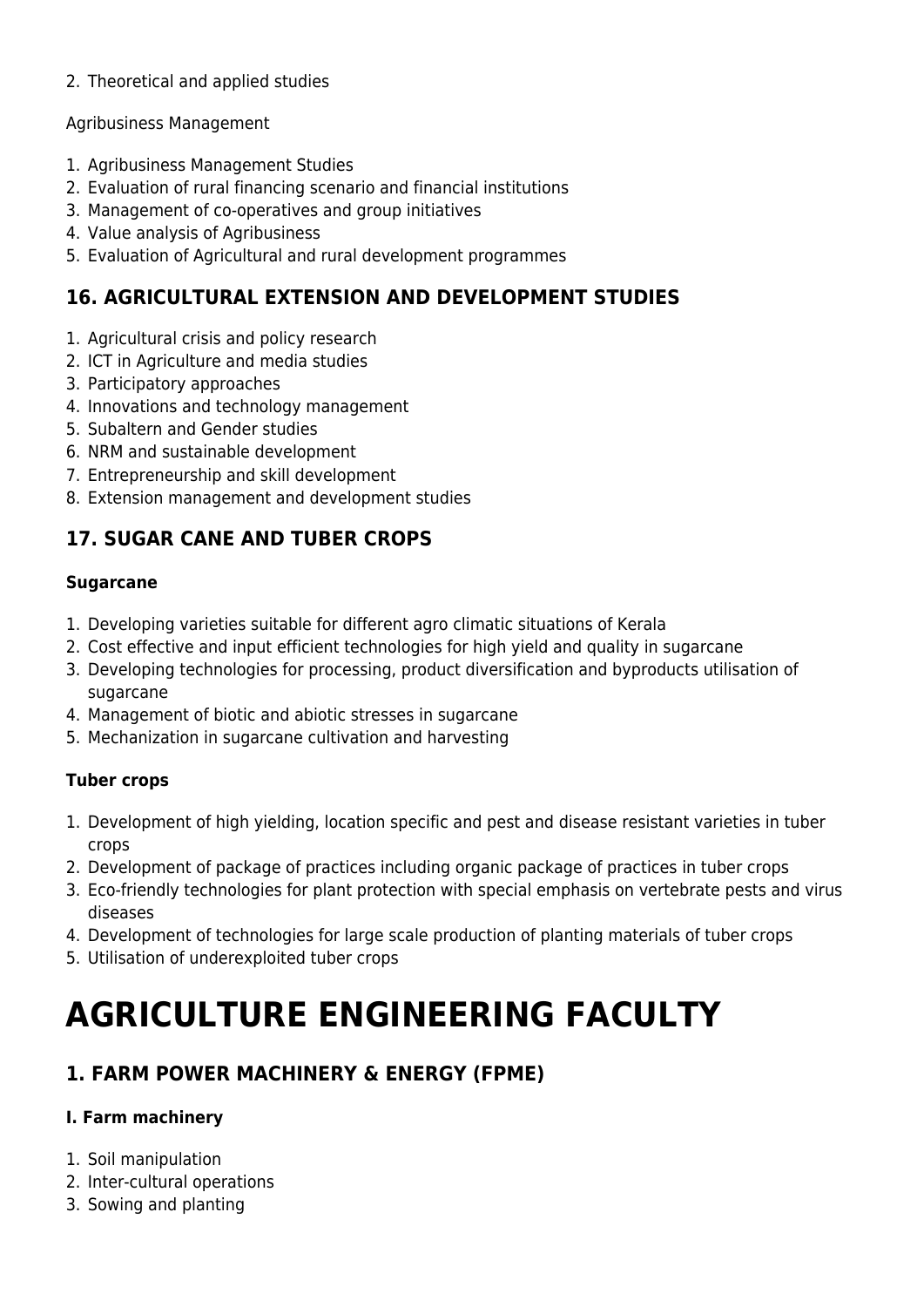2. Theoretical and applied studies

Agribusiness Management

1. Agribusiness Management Studies
2. Evaluation of rural financing scenario and financial institutions
3. Management of co-operatives and group initiatives
4. Value analysis of Agribusiness
5. Evaluation of Agricultural and rural development programmes

## 16. AGRICULTURAL EXTENSION AND DEVELOPMENT STUDIES

1. Agricultural crisis and policy research
2. ICT in Agriculture and media studies
3. Participatory approaches
4. Innovations and technology management
5. Subaltern and Gender studies
6. NRM and sustainable development
7. Entrepreneurship and skill development
8. Extension management and development studies

## 17. SUGAR CANE AND TUBER CROPS

**Sugarcane**

1. Developing varieties suitable for different agro climatic situations of Kerala
2. Cost effective and input efficient technologies for high yield and quality in sugarcane
3. Developing technologies for processing, product diversification and byproducts utilisation of sugarcane
4. Management of biotic and abiotic stresses in sugarcane
5. Mechanization in sugarcane cultivation and harvesting

**Tuber crops**

1. Development of high yielding, location specific and pest and disease resistant varieties in tuber crops
2. Development of package of practices including organic package of practices in tuber crops
3. Eco-friendly technologies for plant protection with special emphasis on vertebrate pests and virus diseases
4. Development of technologies for large scale production of planting materials of tuber crops
5. Utilisation of underexploited tuber crops

# AGRICULTURE ENGINEERING FACULTY

## 1. FARM POWER MACHINERY & ENERGY (FPME)

**I. Farm machinery**

1. Soil manipulation
2. Inter-cultural operations
3. Sowing and planting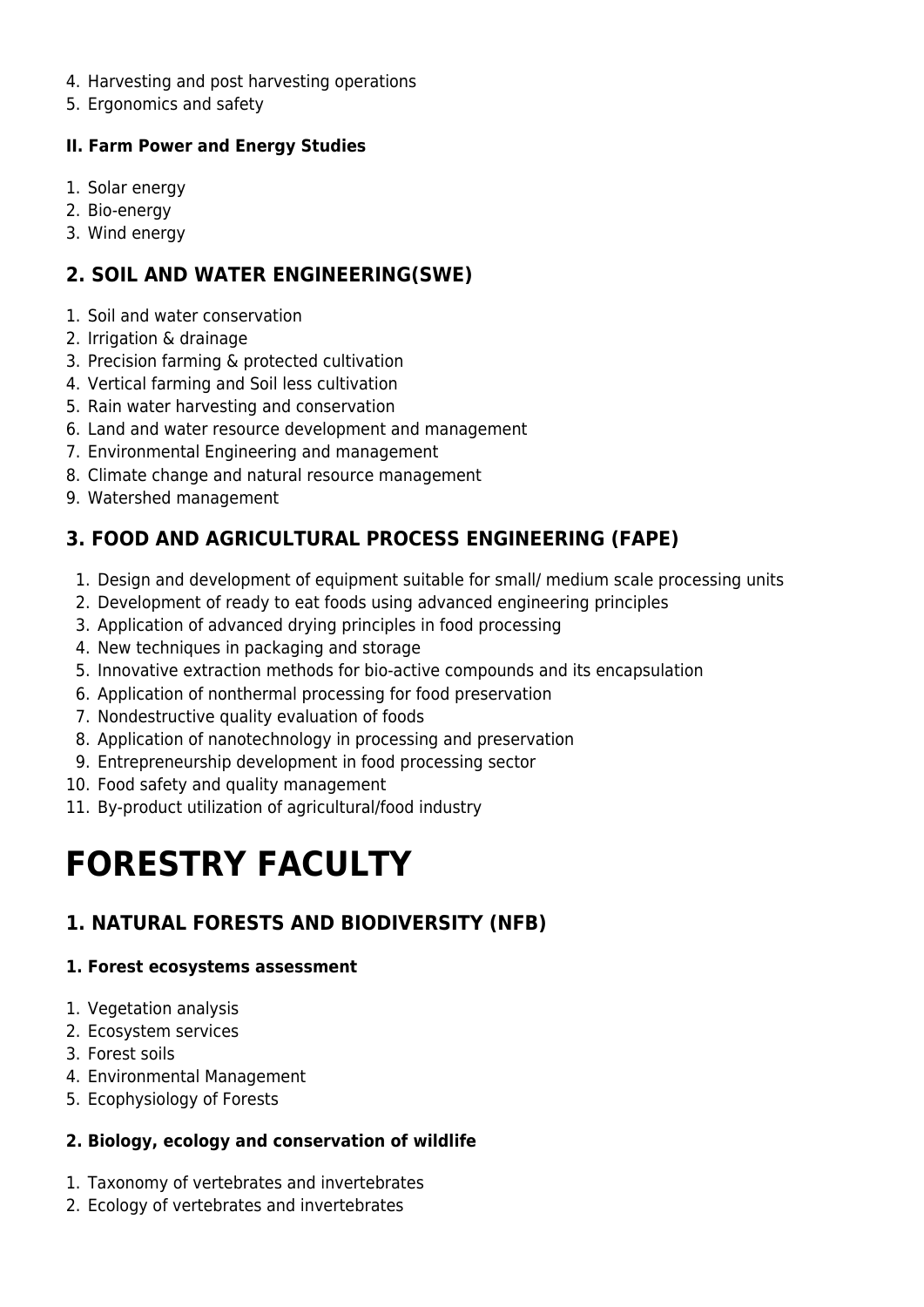4. Harvesting and post harvesting operations
5. Ergonomics and safety

#### II. Farm Power and Energy Studies

1. Solar energy
2. Bio-energy
3. Wind energy

### 2. SOIL AND WATER ENGINEERING(SWE)

1. Soil and water conservation
2. Irrigation & drainage
3. Precision farming & protected cultivation
4. Vertical farming and Soil less cultivation
5. Rain water harvesting and conservation
6. Land and water resource development and management
7. Environmental Engineering and management
8. Climate change and natural resource management
9. Watershed management

### 3. FOOD AND AGRICULTURAL PROCESS ENGINEERING (FAPE)

1. Design and development of equipment suitable for small/ medium scale processing units
2. Development of ready to eat foods using advanced engineering principles
3. Application of advanced drying principles in food processing
4. New techniques in packaging and storage
5. Innovative extraction methods for bio-active compounds and its encapsulation
6. Application of nonthermal processing for food preservation
7. Nondestructive quality evaluation of foods
8. Application of nanotechnology in processing and preservation
9. Entrepreneurship development in food processing sector
10. Food safety and quality management
11. By-product utilization of agricultural/food industry

# FORESTRY FACULTY

### 1. NATURAL FORESTS AND BIODIVERSITY (NFB)

#### 1. Forest ecosystems assessment

1. Vegetation analysis
2. Ecosystem services
3. Forest soils
4. Environmental Management
5. Ecophysiology of Forests

#### 2. Biology, ecology and conservation of wildlife

1. Taxonomy of vertebrates and invertebrates
2. Ecology of vertebrates and invertebrates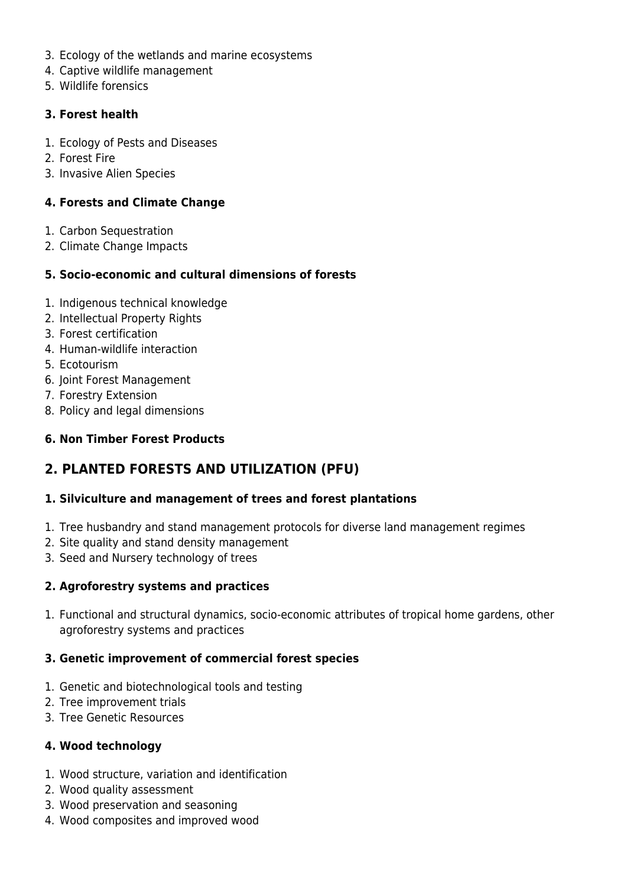3. Ecology of the wetlands and marine ecosystems
4. Captive wildlife management
5. Wildlife forensics

### 3. Forest health

1. Ecology of Pests and Diseases
2. Forest Fire
3. Invasive Alien Species

### 4. Forests and Climate Change

1. Carbon Sequestration
2. Climate Change Impacts

### 5. Socio-economic and cultural dimensions of forests

1. Indigenous technical knowledge
2. Intellectual Property Rights
3. Forest certification
4. Human-wildlife interaction
5. Ecotourism
6. Joint Forest Management
7. Forestry Extension
8. Policy and legal dimensions

### 6. Non Timber Forest Products

## 2. PLANTED FORESTS AND UTILIZATION (PFU)

### 1. Silviculture and management of trees and forest plantations

1. Tree husbandry and stand management protocols for diverse land management regimes
2. Site quality and stand density management
3. Seed and Nursery technology of trees

### 2. Agroforestry systems and practices

1. Functional and structural dynamics, socio-economic attributes of tropical home gardens, other agroforestry systems and practices

### 3. Genetic improvement of commercial forest species

1. Genetic and biotechnological tools and testing
2. Tree improvement trials
3. Tree Genetic Resources

### 4. Wood technology

1. Wood structure, variation and identification
2. Wood quality assessment
3. Wood preservation and seasoning
4. Wood composites and improved wood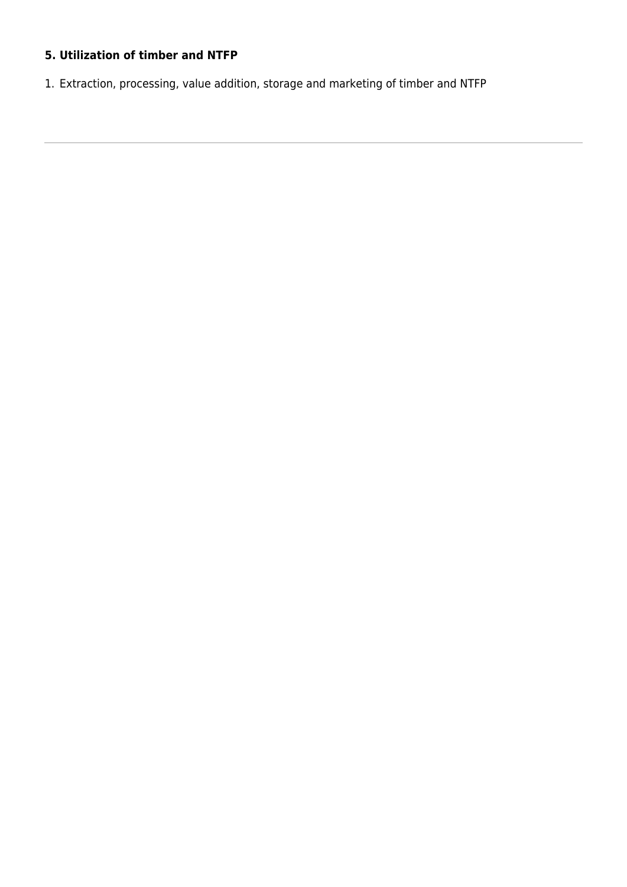**5. Utilization of timber and NTFP**

1. Extraction, processing, value addition, storage and marketing of timber and NTFP

---